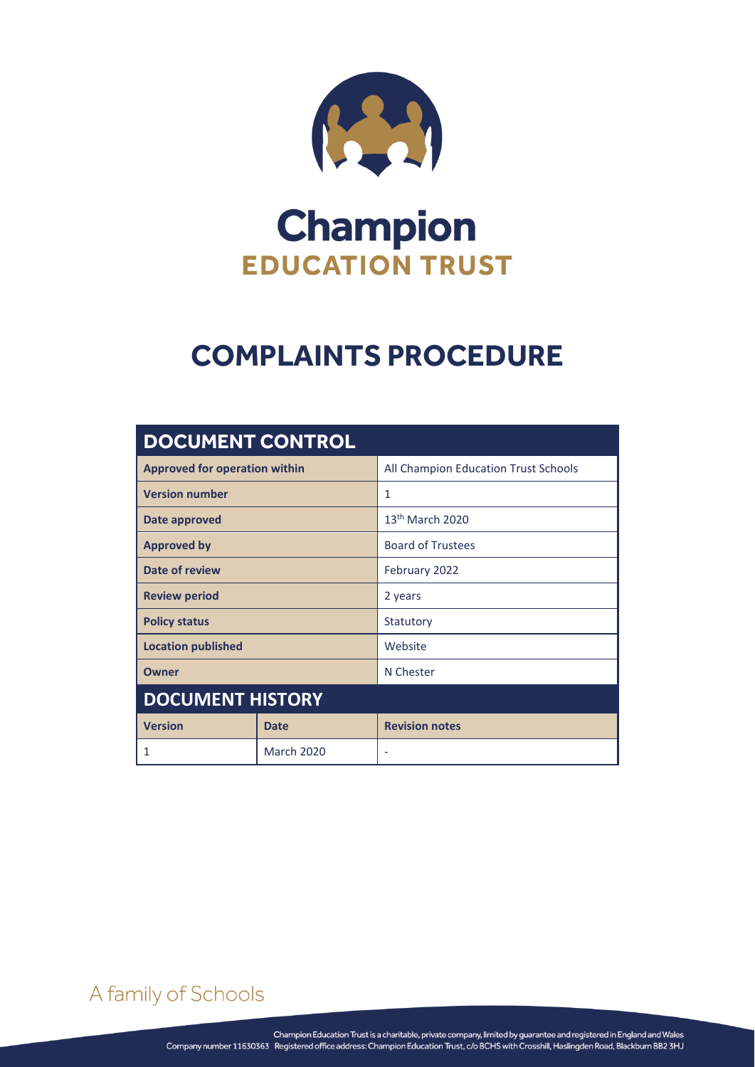# Champion
## EDUCATION TRUST

# COMPLAINTS PROCEDURE

| DOCUMENT CONTROL | | |
|---|---|---|
| **Approved for operation within** | | All Champion Education Trust Schools |
| **Version number** | | 1 |
| **Date approved** | | 13th March 2020 |
| **Approved by** | | Board of Trustees |
| **Date of review** | | February 2022 |
| **Review period** | | 2 years |
| **Policy status** | | Statutory |
| **Location published** | | Website |
| **Owner** | | N Chester |
| **DOCUMENT HISTORY** | | |
| **Version** | **Date** | **Revision notes** |
| 1 | March 2020 | - |

A family of Schools

Champion Education Trust is a charitable, private company, limited by guarantee and registered in England and Wales
Company number 11630363 Registered office address: Champion Education Trust, c/o BCHS with Crosshill, Haslingden Road, Blackburn BB2 3HJ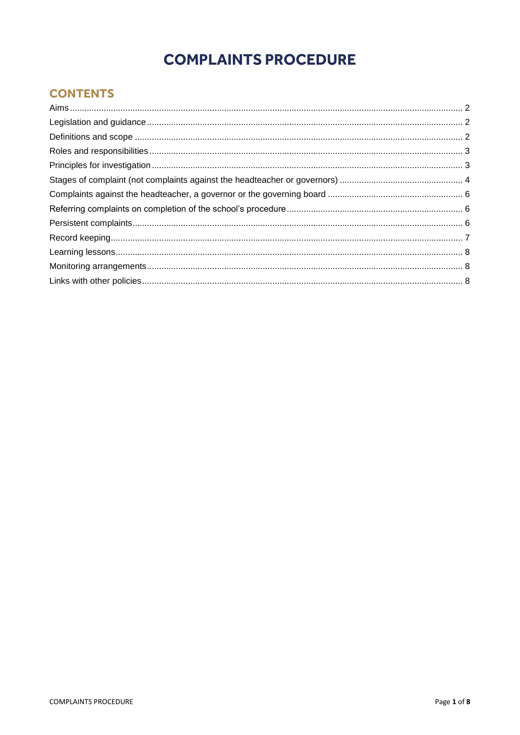# COMPLAINTS PROCEDURE

## CONTENTS

Aims .......... 2
Legislation and guidance .......... 2
Definitions and scope .......... 2
Roles and responsibilities .......... 3
Principles for investigation .......... 3
Stages of complaint (not complaints against the headteacher or governors) .......... 4
Complaints against the headteacher, a governor or the governing board .......... 6
Referring complaints on completion of the school's procedure .......... 6
Persistent complaints .......... 6
Record keeping .......... 7
Learning lessons .......... 8
Monitoring arrangements .......... 8
Links with other policies .......... 8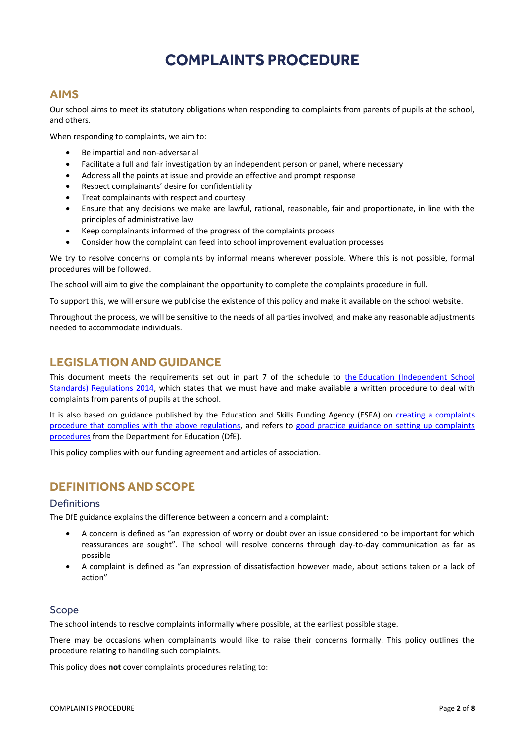# COMPLAINTS PROCEDURE

## AIMS

Our school aims to meet its statutory obligations when responding to complaints from parents of pupils at the school, and others.

When responding to complaints, we aim to:

- Be impartial and non-adversarial
- Facilitate a full and fair investigation by an independent person or panel, where necessary
- Address all the points at issue and provide an effective and prompt response
- Respect complainants' desire for confidentiality
- Treat complainants with respect and courtesy
- Ensure that any decisions we make are lawful, rational, reasonable, fair and proportionate, in line with the principles of administrative law
- Keep complainants informed of the progress of the complaints process
- Consider how the complaint can feed into school improvement evaluation processes

We try to resolve concerns or complaints by informal means wherever possible. Where this is not possible, formal procedures will be followed.

The school will aim to give the complainant the opportunity to complete the complaints procedure in full.

To support this, we will ensure we publicise the existence of this policy and make it available on the school website.

Throughout the process, we will be sensitive to the needs of all parties involved, and make any reasonable adjustments needed to accommodate individuals.

## LEGISLATION AND GUIDANCE

This document meets the requirements set out in part 7 of the schedule to the Education (Independent School Standards) Regulations 2014, which states that we must have and make available a written procedure to deal with complaints from parents of pupils at the school.

It is also based on guidance published by the Education and Skills Funding Agency (ESFA) on creating a complaints procedure that complies with the above regulations, and refers to good practice guidance on setting up complaints procedures from the Department for Education (DfE).

This policy complies with our funding agreement and articles of association.

## DEFINITIONS AND SCOPE

### Definitions

The DfE guidance explains the difference between a concern and a complaint:

- A concern is defined as "an expression of worry or doubt over an issue considered to be important for which reassurances are sought". The school will resolve concerns through day-to-day communication as far as possible
- A complaint is defined as "an expression of dissatisfaction however made, about actions taken or a lack of action"

### Scope

The school intends to resolve complaints informally where possible, at the earliest possible stage.

There may be occasions when complainants would like to raise their concerns formally. This policy outlines the procedure relating to handling such complaints.

This policy does **not** cover complaints procedures relating to: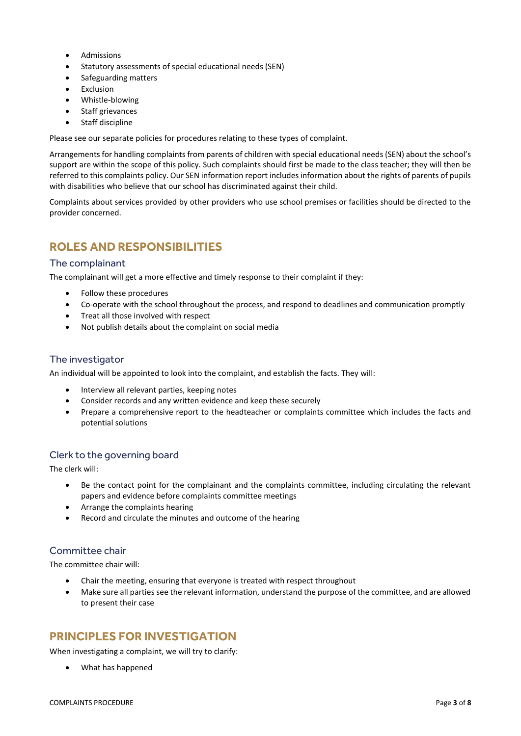- Admissions
- Statutory assessments of special educational needs (SEN)
- Safeguarding matters
- Exclusion
- Whistle-blowing
- Staff grievances
- Staff discipline

Please see our separate policies for procedures relating to these types of complaint.

Arrangements for handling complaints from parents of children with special educational needs (SEN) about the school's support are within the scope of this policy. Such complaints should first be made to the class teacher; they will then be referred to this complaints policy. Our SEN information report includes information about the rights of parents of pupils with disabilities who believe that our school has discriminated against their child.

Complaints about services provided by other providers who use school premises or facilities should be directed to the provider concerned.

## ROLES AND RESPONSIBILITIES

### The complainant

The complainant will get a more effective and timely response to their complaint if they:

- Follow these procedures
- Co-operate with the school throughout the process, and respond to deadlines and communication promptly
- Treat all those involved with respect
- Not publish details about the complaint on social media

### The investigator

An individual will be appointed to look into the complaint, and establish the facts. They will:

- Interview all relevant parties, keeping notes
- Consider records and any written evidence and keep these securely
- Prepare a comprehensive report to the headteacher or complaints committee which includes the facts and potential solutions

### Clerk to the governing board

The clerk will:

- Be the contact point for the complainant and the complaints committee, including circulating the relevant papers and evidence before complaints committee meetings
- Arrange the complaints hearing
- Record and circulate the minutes and outcome of the hearing

### Committee chair

The committee chair will:

- Chair the meeting, ensuring that everyone is treated with respect throughout
- Make sure all parties see the relevant information, understand the purpose of the committee, and are allowed to present their case

## PRINCIPLES FOR INVESTIGATION

When investigating a complaint, we will try to clarify:

- What has happened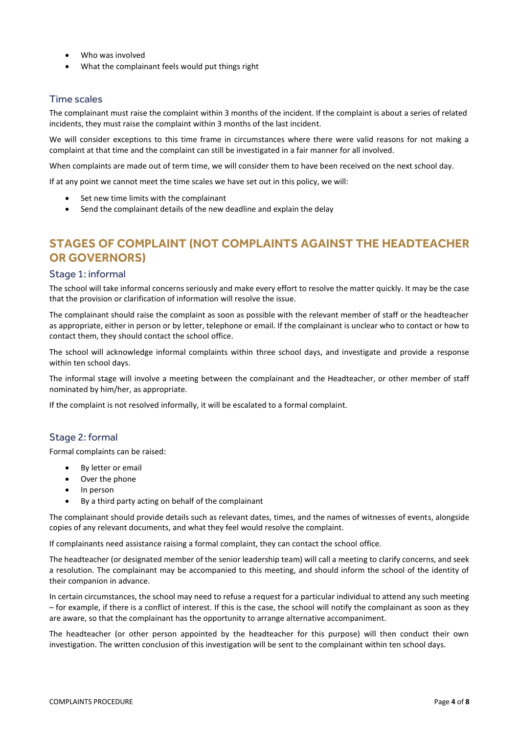- Who was involved
- What the complainant feels would put things right

### Time scales

The complainant must raise the complaint within 3 months of the incident. If the complaint is about a series of related incidents, they must raise the complaint within 3 months of the last incident.

We will consider exceptions to this time frame in circumstances where there were valid reasons for not making a complaint at that time and the complaint can still be investigated in a fair manner for all involved.

When complaints are made out of term time, we will consider them to have been received on the next school day.

If at any point we cannot meet the time scales we have set out in this policy, we will:

- Set new time limits with the complainant
- Send the complainant details of the new deadline and explain the delay

## STAGES OF COMPLAINT (NOT COMPLAINTS AGAINST THE HEADTEACHER OR GOVERNORS)

### Stage 1: informal

The school will take informal concerns seriously and make every effort to resolve the matter quickly. It may be the case that the provision or clarification of information will resolve the issue.

The complainant should raise the complaint as soon as possible with the relevant member of staff or the headteacher as appropriate, either in person or by letter, telephone or email. If the complainant is unclear who to contact or how to contact them, they should contact the school office.

The school will acknowledge informal complaints within three school days, and investigate and provide a response within ten school days.

The informal stage will involve a meeting between the complainant and the Headteacher, or other member of staff nominated by him/her, as appropriate.

If the complaint is not resolved informally, it will be escalated to a formal complaint.

### Stage 2: formal

Formal complaints can be raised:

- By letter or email
- Over the phone
- In person
- By a third party acting on behalf of the complainant

The complainant should provide details such as relevant dates, times, and the names of witnesses of events, alongside copies of any relevant documents, and what they feel would resolve the complaint.

If complainants need assistance raising a formal complaint, they can contact the school office.

The headteacher (or designated member of the senior leadership team) will call a meeting to clarify concerns, and seek a resolution. The complainant may be accompanied to this meeting, and should inform the school of the identity of their companion in advance.

In certain circumstances, the school may need to refuse a request for a particular individual to attend any such meeting – for example, if there is a conflict of interest. If this is the case, the school will notify the complainant as soon as they are aware, so that the complainant has the opportunity to arrange alternative accompaniment.

The headteacher (or other person appointed by the headteacher for this purpose) will then conduct their own investigation. The written conclusion of this investigation will be sent to the complainant within ten school days.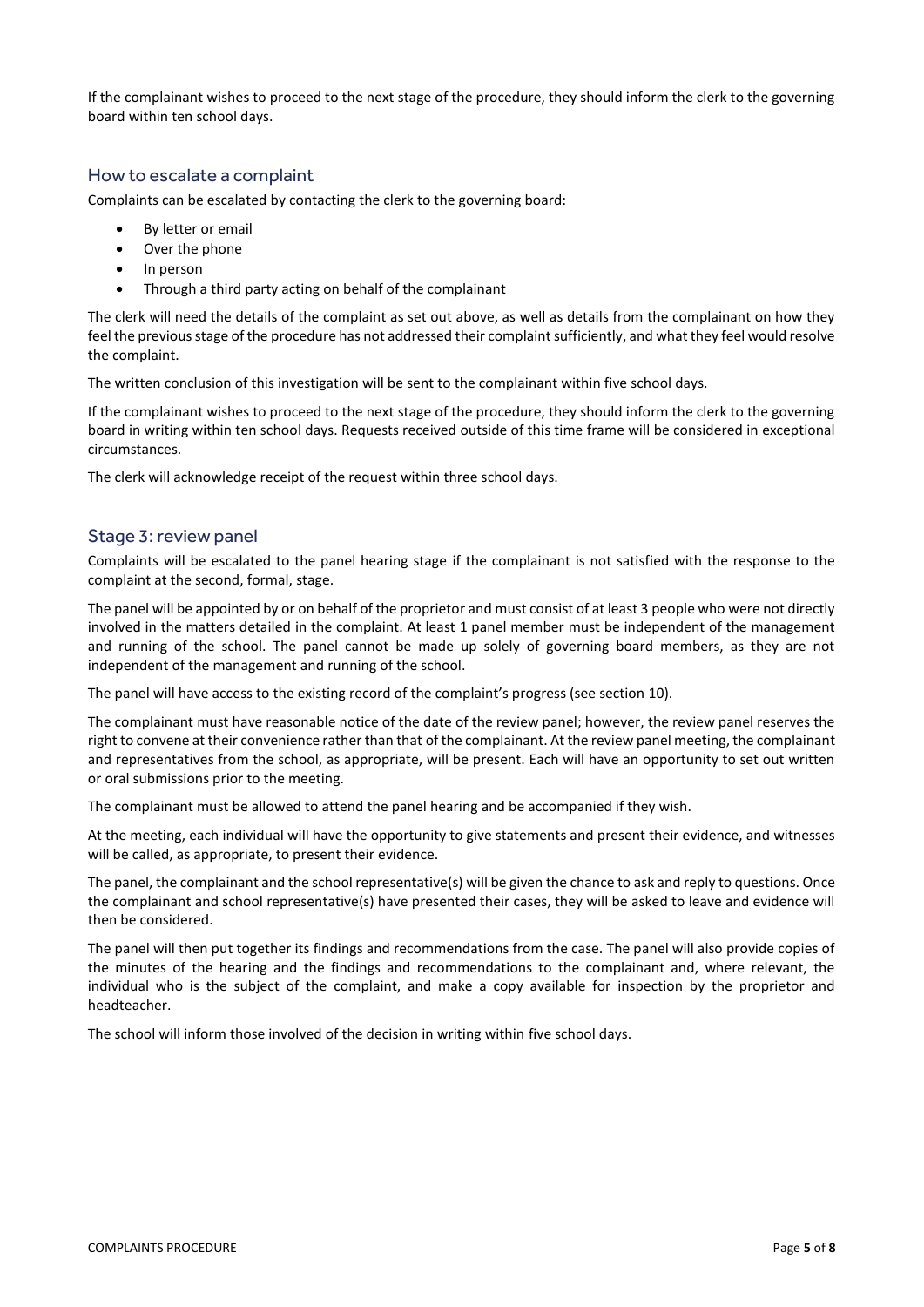If the complainant wishes to proceed to the next stage of the procedure, they should inform the clerk to the governing board within ten school days.

### How to escalate a complaint

Complaints can be escalated by contacting the clerk to the governing board:

- By letter or email
- Over the phone
- In person
- Through a third party acting on behalf of the complainant

The clerk will need the details of the complaint as set out above, as well as details from the complainant on how they feel the previous stage of the procedure has not addressed their complaint sufficiently, and what they feel would resolve the complaint.

The written conclusion of this investigation will be sent to the complainant within five school days.

If the complainant wishes to proceed to the next stage of the procedure, they should inform the clerk to the governing board in writing within ten school days. Requests received outside of this time frame will be considered in exceptional circumstances.

The clerk will acknowledge receipt of the request within three school days.

### Stage 3: review panel

Complaints will be escalated to the panel hearing stage if the complainant is not satisfied with the response to the complaint at the second, formal, stage.

The panel will be appointed by or on behalf of the proprietor and must consist of at least 3 people who were not directly involved in the matters detailed in the complaint. At least 1 panel member must be independent of the management and running of the school. The panel cannot be made up solely of governing board members, as they are not independent of the management and running of the school.

The panel will have access to the existing record of the complaint's progress (see section 10).

The complainant must have reasonable notice of the date of the review panel; however, the review panel reserves the right to convene at their convenience rather than that of the complainant. At the review panel meeting, the complainant and representatives from the school, as appropriate, will be present. Each will have an opportunity to set out written or oral submissions prior to the meeting.

The complainant must be allowed to attend the panel hearing and be accompanied if they wish.

At the meeting, each individual will have the opportunity to give statements and present their evidence, and witnesses will be called, as appropriate, to present their evidence.

The panel, the complainant and the school representative(s) will be given the chance to ask and reply to questions. Once the complainant and school representative(s) have presented their cases, they will be asked to leave and evidence will then be considered.

The panel will then put together its findings and recommendations from the case. The panel will also provide copies of the minutes of the hearing and the findings and recommendations to the complainant and, where relevant, the individual who is the subject of the complaint, and make a copy available for inspection by the proprietor and headteacher.

The school will inform those involved of the decision in writing within five school days.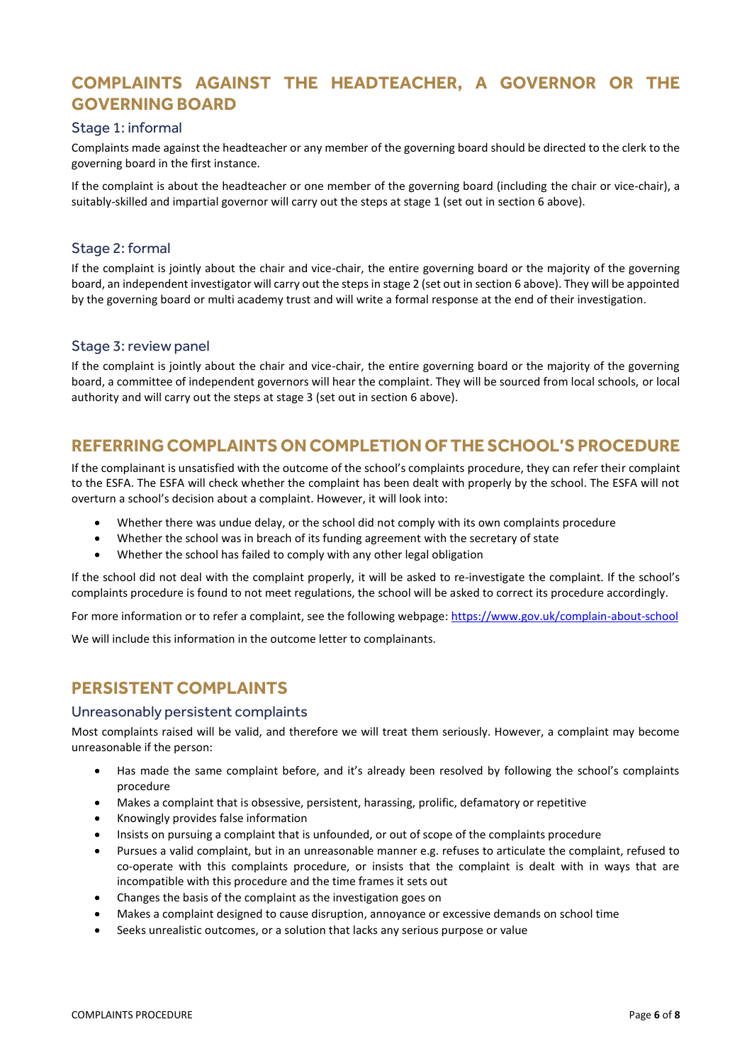## COMPLAINTS AGAINST THE HEADTEACHER, A GOVERNOR OR THE GOVERNING BOARD

### Stage 1: informal

Complaints made against the headteacher or any member of the governing board should be directed to the clerk to the governing board in the first instance.

If the complaint is about the headteacher or one member of the governing board (including the chair or vice-chair), a suitably-skilled and impartial governor will carry out the steps at stage 1 (set out in section 6 above).

### Stage 2: formal

If the complaint is jointly about the chair and vice-chair, the entire governing board or the majority of the governing board, an independent investigator will carry out the steps in stage 2 (set out in section 6 above). They will be appointed by the governing board or multi academy trust and will write a formal response at the end of their investigation.

### Stage 3: review panel

If the complaint is jointly about the chair and vice-chair, the entire governing board or the majority of the governing board, a committee of independent governors will hear the complaint. They will be sourced from local schools, or local authority and will carry out the steps at stage 3 (set out in section 6 above).

## REFERRING COMPLAINTS ON COMPLETION OF THE SCHOOL'S PROCEDURE

If the complainant is unsatisfied with the outcome of the school's complaints procedure, they can refer their complaint to the ESFA. The ESFA will check whether the complaint has been dealt with properly by the school. The ESFA will not overturn a school's decision about a complaint. However, it will look into:

- Whether there was undue delay, or the school did not comply with its own complaints procedure
- Whether the school was in breach of its funding agreement with the secretary of state
- Whether the school has failed to comply with any other legal obligation

If the school did not deal with the complaint properly, it will be asked to re-investigate the complaint. If the school's complaints procedure is found to not meet regulations, the school will be asked to correct its procedure accordingly.

For more information or to refer a complaint, see the following webpage: https://www.gov.uk/complain-about-school

We will include this information in the outcome letter to complainants.

## PERSISTENT COMPLAINTS

### Unreasonably persistent complaints

Most complaints raised will be valid, and therefore we will treat them seriously. However, a complaint may become unreasonable if the person:

- Has made the same complaint before, and it's already been resolved by following the school's complaints procedure
- Makes a complaint that is obsessive, persistent, harassing, prolific, defamatory or repetitive
- Knowingly provides false information
- Insists on pursuing a complaint that is unfounded, or out of scope of the complaints procedure
- Pursues a valid complaint, but in an unreasonable manner e.g. refuses to articulate the complaint, refused to co-operate with this complaints procedure, or insists that the complaint is dealt with in ways that are incompatible with this procedure and the time frames it sets out
- Changes the basis of the complaint as the investigation goes on
- Makes a complaint designed to cause disruption, annoyance or excessive demands on school time
- Seeks unrealistic outcomes, or a solution that lacks any serious purpose or value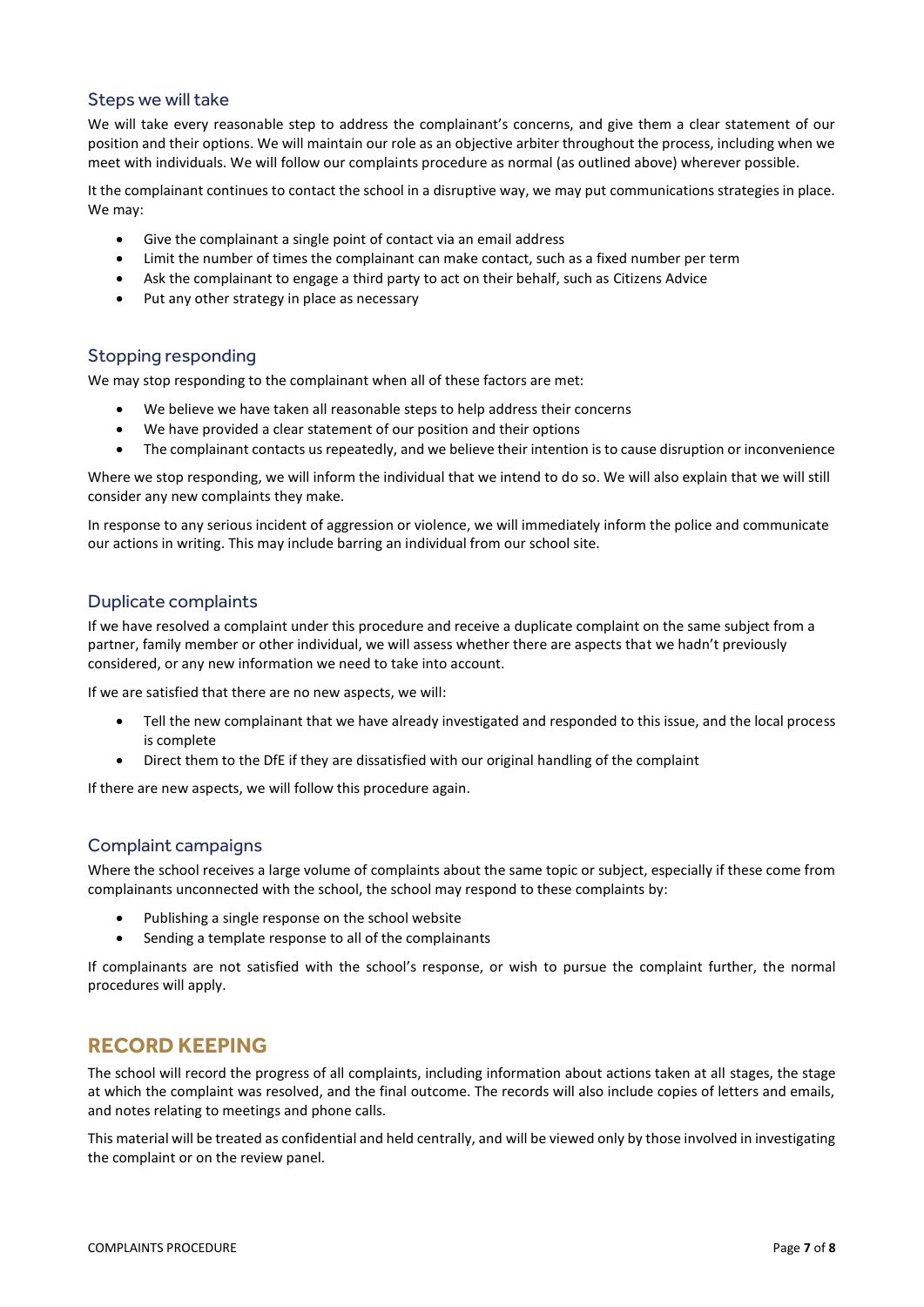### Steps we will take

We will take every reasonable step to address the complainant's concerns, and give them a clear statement of our position and their options. We will maintain our role as an objective arbiter throughout the process, including when we meet with individuals. We will follow our complaints procedure as normal (as outlined above) wherever possible.

It the complainant continues to contact the school in a disruptive way, we may put communications strategies in place. We may:

- Give the complainant a single point of contact via an email address
- Limit the number of times the complainant can make contact, such as a fixed number per term
- Ask the complainant to engage a third party to act on their behalf, such as Citizens Advice
- Put any other strategy in place as necessary

### Stopping responding

We may stop responding to the complainant when all of these factors are met:

- We believe we have taken all reasonable steps to help address their concerns
- We have provided a clear statement of our position and their options
- The complainant contacts us repeatedly, and we believe their intention is to cause disruption or inconvenience

Where we stop responding, we will inform the individual that we intend to do so. We will also explain that we will still consider any new complaints they make.

In response to any serious incident of aggression or violence, we will immediately inform the police and communicate our actions in writing. This may include barring an individual from our school site.

### Duplicate complaints

If we have resolved a complaint under this procedure and receive a duplicate complaint on the same subject from a partner, family member or other individual, we will assess whether there are aspects that we hadn't previously considered, or any new information we need to take into account.

If we are satisfied that there are no new aspects, we will:

- Tell the new complainant that we have already investigated and responded to this issue, and the local process is complete
- Direct them to the DfE if they are dissatisfied with our original handling of the complaint

If there are new aspects, we will follow this procedure again.

### Complaint campaigns

Where the school receives a large volume of complaints about the same topic or subject, especially if these come from complainants unconnected with the school, the school may respond to these complaints by:

- Publishing a single response on the school website
- Sending a template response to all of the complainants

If complainants are not satisfied with the school's response, or wish to pursue the complaint further, the normal procedures will apply.

## RECORD KEEPING

The school will record the progress of all complaints, including information about actions taken at all stages, the stage at which the complaint was resolved, and the final outcome. The records will also include copies of letters and emails, and notes relating to meetings and phone calls.

This material will be treated as confidential and held centrally, and will be viewed only by those involved in investigating the complaint or on the review panel.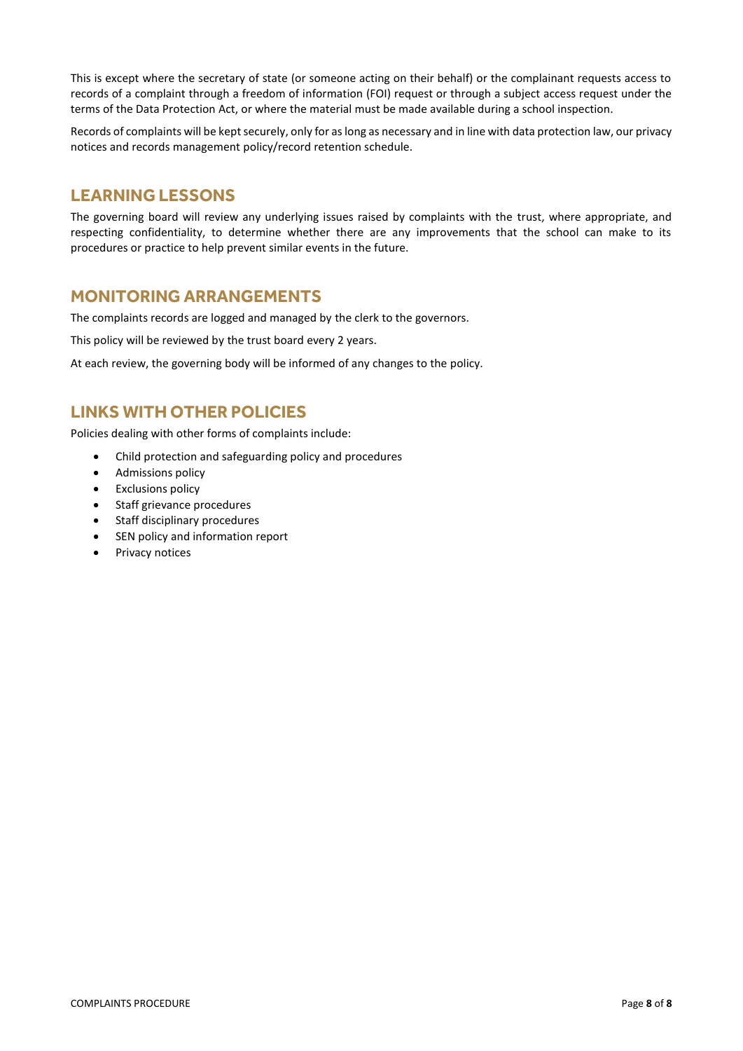This is except where the secretary of state (or someone acting on their behalf) or the complainant requests access to records of a complaint through a freedom of information (FOI) request or through a subject access request under the terms of the Data Protection Act, or where the material must be made available during a school inspection.

Records of complaints will be kept securely, only for as long as necessary and in line with data protection law, our privacy notices and records management policy/record retention schedule.

## LEARNING LESSONS

The governing board will review any underlying issues raised by complaints with the trust, where appropriate, and respecting confidentiality, to determine whether there are any improvements that the school can make to its procedures or practice to help prevent similar events in the future.

## MONITORING ARRANGEMENTS

The complaints records are logged and managed by the clerk to the governors.

This policy will be reviewed by the trust board every 2 years.

At each review, the governing body will be informed of any changes to the policy.

## LINKS WITH OTHER POLICIES

Policies dealing with other forms of complaints include:

- Child protection and safeguarding policy and procedures
- Admissions policy
- Exclusions policy
- Staff grievance procedures
- Staff disciplinary procedures
- SEN policy and information report
- Privacy notices